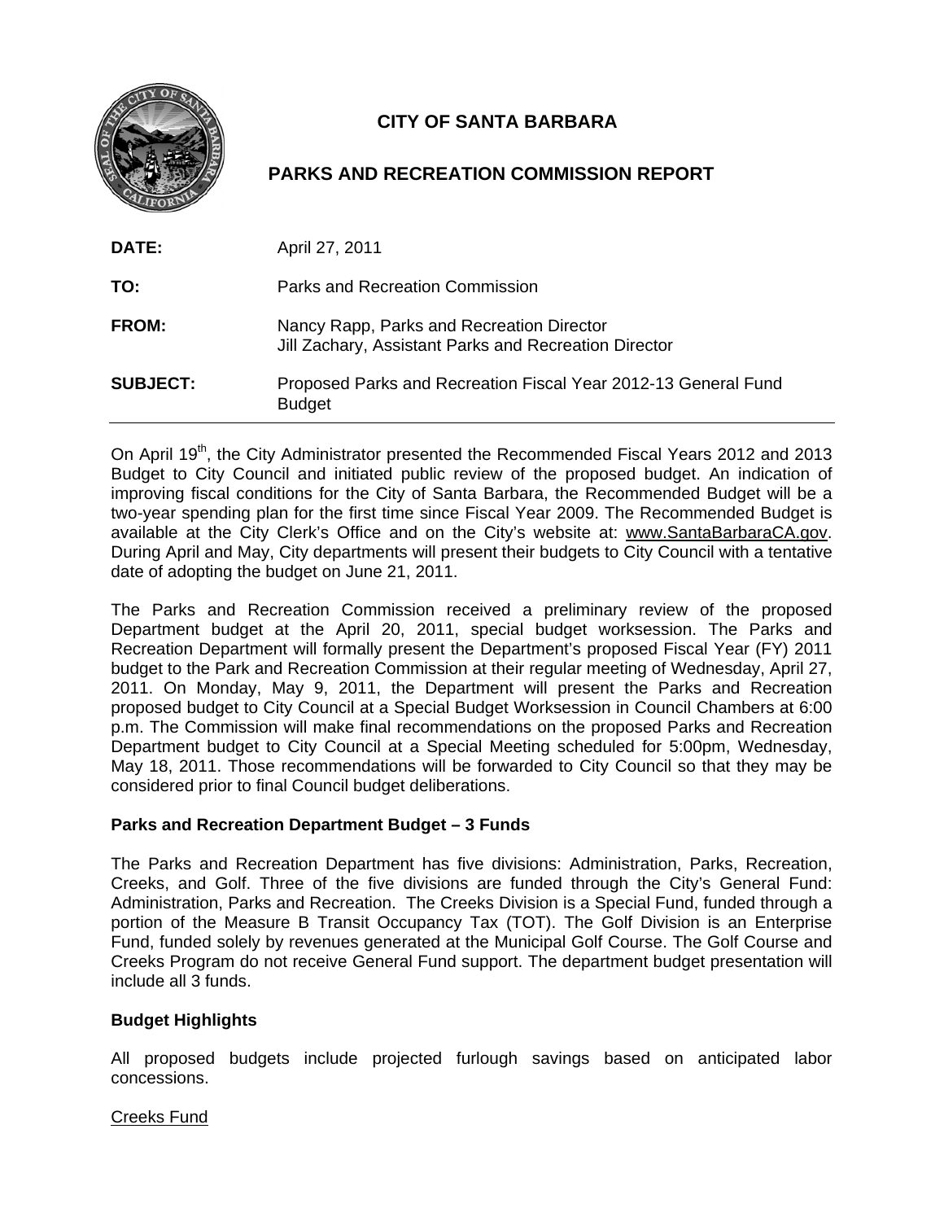# CITY OF SANTA BARBARA

## PARKS AND RECREATION COMMISSION REPORT

| | |
|---|---|
| **DATE:** | April 27, 2011 |
| **TO:** | Parks and Recreation Commission |
| **FROM:** | Nancy Rapp, Parks and Recreation Director<br>Jill Zachary, Assistant Parks and Recreation Director |
| **SUBJECT:** | Proposed Parks and Recreation Fiscal Year 2012-13 General Fund Budget |

On April 19th, the City Administrator presented the Recommended Fiscal Years 2012 and 2013 Budget to City Council and initiated public review of the proposed budget. An indication of improving fiscal conditions for the City of Santa Barbara, the Recommended Budget will be a two-year spending plan for the first time since Fiscal Year 2009. The Recommended Budget is available at the City Clerk's Office and on the City's website at: www.SantaBarbaraCA.gov. During April and May, City departments will present their budgets to City Council with a tentative date of adopting the budget on June 21, 2011.

The Parks and Recreation Commission received a preliminary review of the proposed Department budget at the April 20, 2011, special budget worksession. The Parks and Recreation Department will formally present the Department's proposed Fiscal Year (FY) 2011 budget to the Park and Recreation Commission at their regular meeting of Wednesday, April 27, 2011. On Monday, May 9, 2011, the Department will present the Parks and Recreation proposed budget to City Council at a Special Budget Worksession in Council Chambers at 6:00 p.m. The Commission will make final recommendations on the proposed Parks and Recreation Department budget to City Council at a Special Meeting scheduled for 5:00pm, Wednesday, May 18, 2011. Those recommendations will be forwarded to City Council so that they may be considered prior to final Council budget deliberations.

**Parks and Recreation Department Budget – 3 Funds**

The Parks and Recreation Department has five divisions: Administration, Parks, Recreation, Creeks, and Golf. Three of the five divisions are funded through the City's General Fund: Administration, Parks and Recreation. The Creeks Division is a Special Fund, funded through a portion of the Measure B Transit Occupancy Tax (TOT). The Golf Division is an Enterprise Fund, funded solely by revenues generated at the Municipal Golf Course. The Golf Course and Creeks Program do not receive General Fund support. The department budget presentation will include all 3 funds.

**Budget Highlights**

All proposed budgets include projected furlough savings based on anticipated labor concessions.

Creeks Fund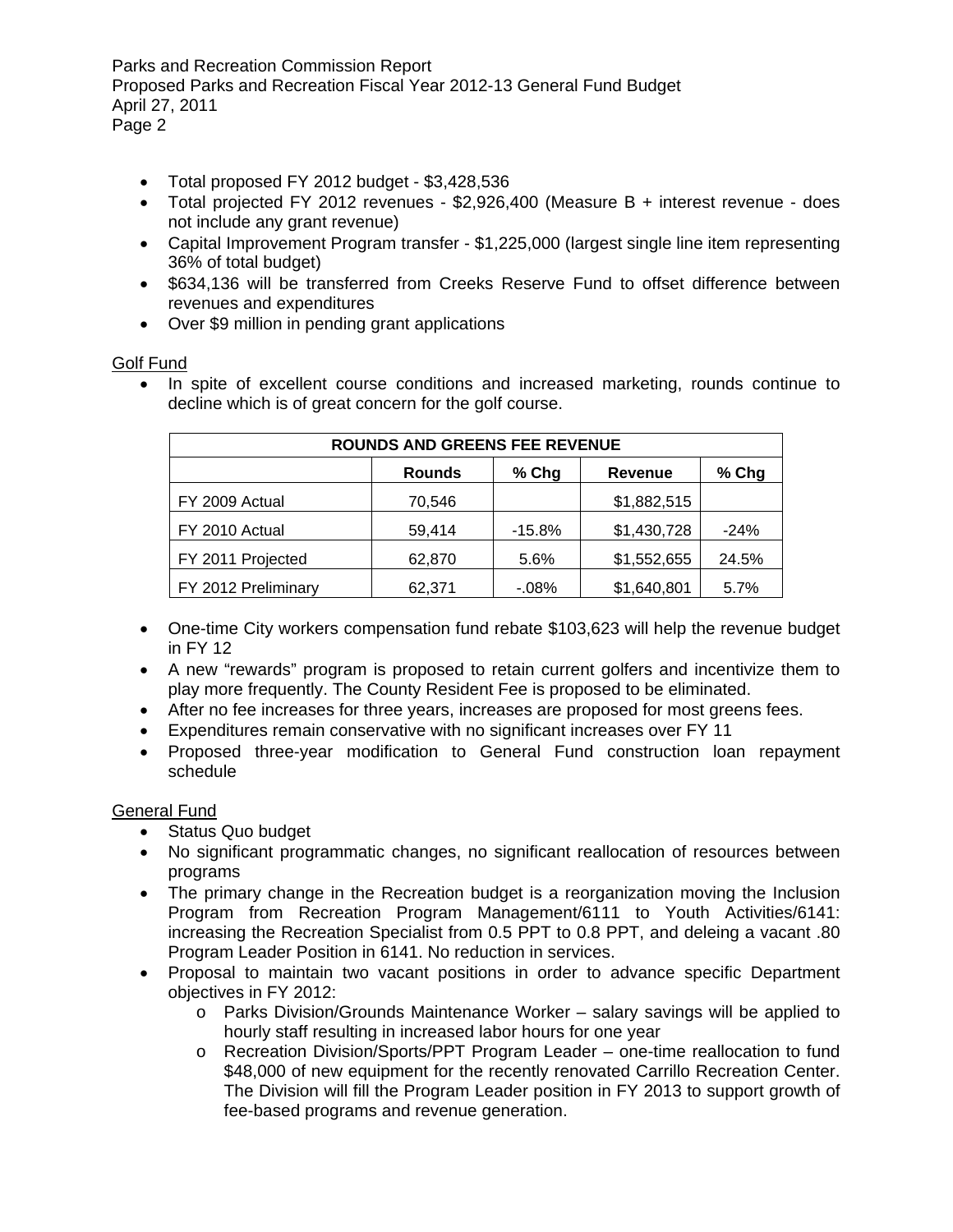- Total proposed FY 2012 budget - $3,428,536
- Total projected FY 2012 revenues - $2,926,400 (Measure B + interest revenue - does not include any grant revenue)
- Capital Improvement Program transfer - $1,225,000 (largest single line item representing 36% of total budget)
- $634,136 will be transferred from Creeks Reserve Fund to offset difference between revenues and expenditures
- Over $9 million in pending grant applications

Golf Fund

- In spite of excellent course conditions and increased marketing, rounds continue to decline which is of great concern for the golf course.

| ROUNDS AND GREENS FEE REVENUE | | | | |
|---|---|---|---|---|
| | Rounds | % Chg | Revenue | % Chg |
| FY 2009 Actual | 70,546 | | $1,882,515 | |
| FY 2010 Actual | 59,414 | -15.8% | $1,430,728 | -24% |
| FY 2011 Projected | 62,870 | 5.6% | $1,552,655 | 24.5% |
| FY 2012 Preliminary | 62,371 | -.08% | $1,640,801 | 5.7% |

- One-time City workers compensation fund rebate $103,623 will help the revenue budget in FY 12
- A new "rewards" program is proposed to retain current golfers and incentivize them to play more frequently. The County Resident Fee is proposed to be eliminated.
- After no fee increases for three years, increases are proposed for most greens fees.
- Expenditures remain conservative with no significant increases over FY 11
- Proposed three-year modification to General Fund construction loan repayment schedule

General Fund

- Status Quo budget
- No significant programmatic changes, no significant reallocation of resources between programs
- The primary change in the Recreation budget is a reorganization moving the Inclusion Program from Recreation Program Management/6111 to Youth Activities/6141: increasing the Recreation Specialist from 0.5 PPT to 0.8 PPT, and deleing a vacant .80 Program Leader Position in 6141. No reduction in services.
- Proposal to maintain two vacant positions in order to advance specific Department objectives in FY 2012:
    - Parks Division/Grounds Maintenance Worker – salary savings will be applied to hourly staff resulting in increased labor hours for one year
    - Recreation Division/Sports/PPT Program Leader – one-time reallocation to fund $48,000 of new equipment for the recently renovated Carrillo Recreation Center. The Division will fill the Program Leader position in FY 2013 to support growth of fee-based programs and revenue generation.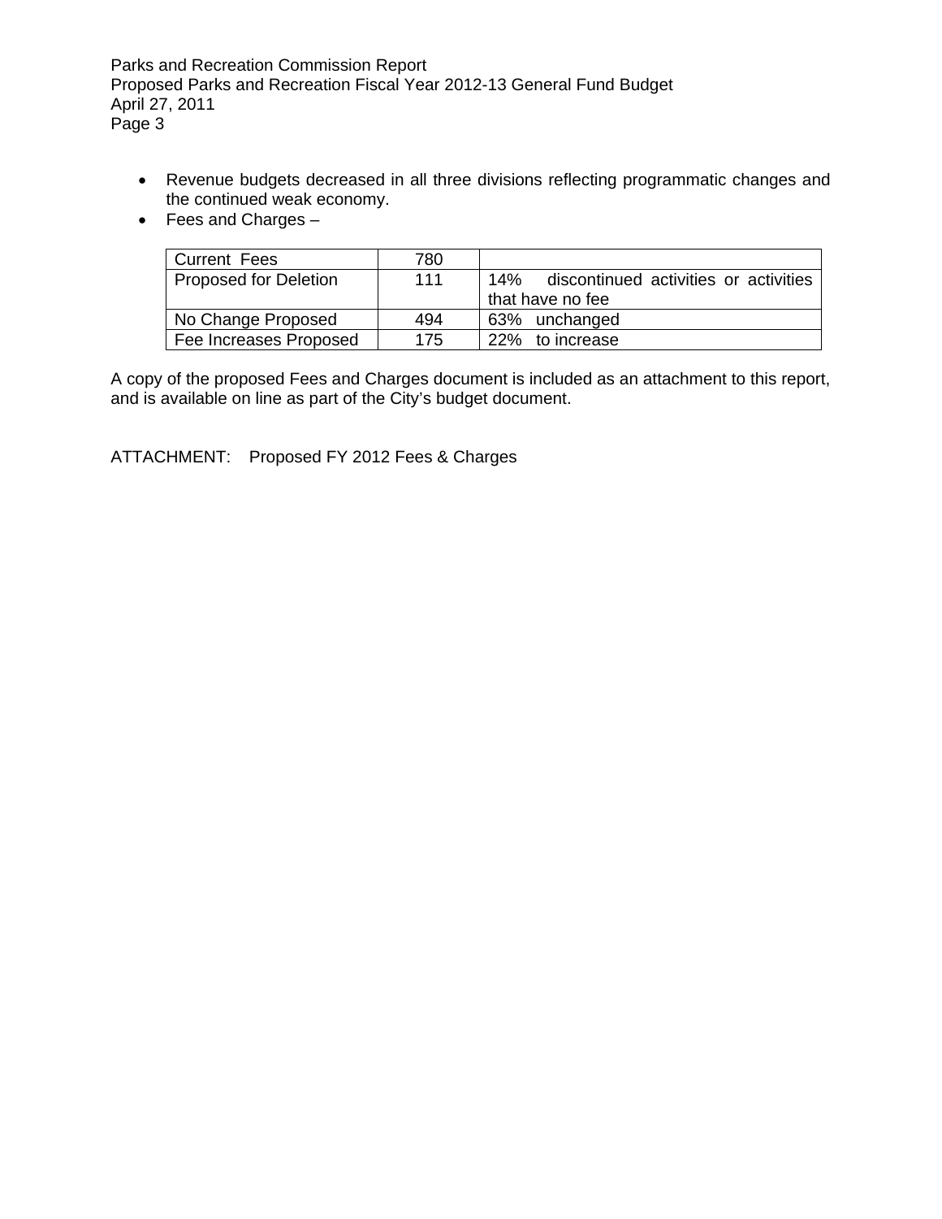- Revenue budgets decreased in all three divisions reflecting programmatic changes and the continued weak economy.
- Fees and Charges –

| | | |
|---|---|---|
| Current Fees | 780 | |
| Proposed for Deletion | 111 | 14% discontinued activities or activities that have no fee |
| No Change Proposed | 494 | 63% unchanged |
| Fee Increases Proposed | 175 | 22% to increase |

A copy of the proposed Fees and Charges document is included as an attachment to this report, and is available on line as part of the City's budget document.

ATTACHMENT: Proposed FY 2012 Fees & Charges